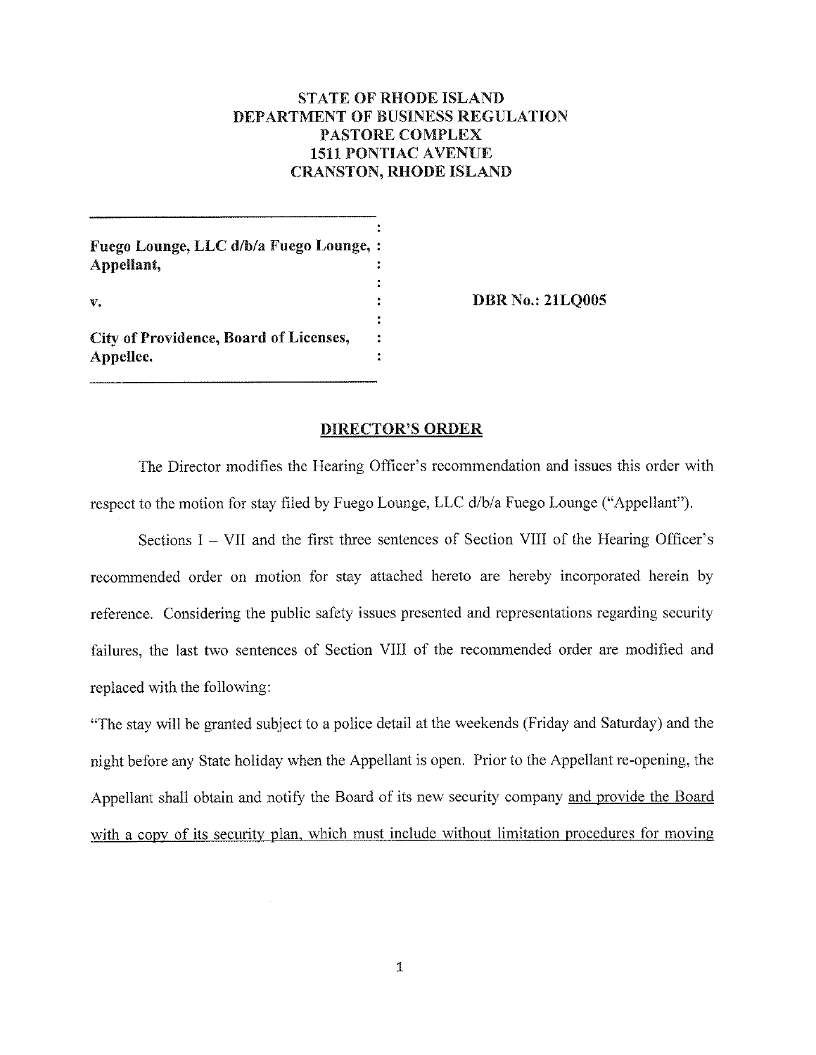**STATE OF RHODE ISLAND**
**DEPARTMENT OF BUSINESS REGULATION**
**PASTORE COMPLEX**
**1511 PONTIAC AVENUE**
**CRANSTON, RHODE ISLAND**

| | |
|---|---|
| **Fuego Lounge, LLC d/b/a Fuego Lounge, Appellant,** <br><br> **v.** <br><br> **City of Providence, Board of Licenses, Appellee.** | **DBR No.: 21LQ005** |

## DIRECTOR'S ORDER

The Director modifies the Hearing Officer's recommendation and issues this order with respect to the motion for stay filed by Fuego Lounge, LLC d/b/a Fuego Lounge ("Appellant").

Sections I – VII and the first three sentences of Section VIII of the Hearing Officer's recommended order on motion for stay attached hereto are hereby incorporated herein by reference. Considering the public safety issues presented and representations regarding security failures, the last two sentences of Section VIII of the recommended order are modified and replaced with the following:

"The stay will be granted subject to a police detail at the weekends (Friday and Saturday) and the night before any State holiday when the Appellant is open. Prior to the Appellant re-opening, the Appellant shall obtain and notify the Board of its new security company <u>and provide the Board with a copy of its security plan, which must include without limitation procedures for moving</u>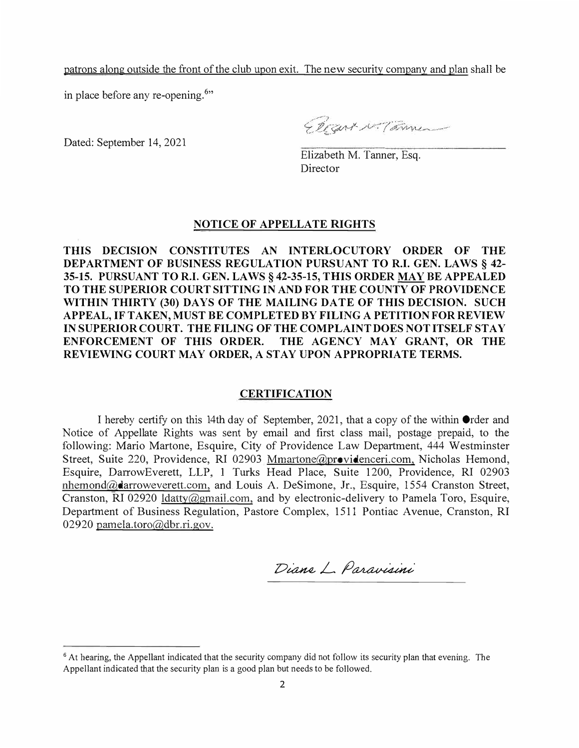patrons along outside the front of the club upon exit. The new security company and plan shall be in place before any re-opening.[6]"

Dated: September 14, 2021

Elizabeth M. Tanner, Esq.
Director

## NOTICE OF APPELLATE RIGHTS

**THIS DECISION CONSTITUTES AN INTERLOCUTORY ORDER OF THE DEPARTMENT OF BUSINESS REGULATION PURSUANT TO R.I. GEN. LAWS § 42-35-15. PURSUANT TO R.I. GEN. LAWS § 42-35-15, THIS ORDER MAY BE APPEALED TO THE SUPERIOR COURT SITTING IN AND FOR THE COUNTY OF PROVIDENCE WITHIN THIRTY (30) DAYS OF THE MAILING DATE OF THIS DECISION. SUCH APPEAL, IF TAKEN, MUST BE COMPLETED BY FILING A PETITION FOR REVIEW IN SUPERIOR COURT. THE FILING OF THE COMPLAINT DOES NOT ITSELF STAY ENFORCEMENT OF THIS ORDER. THE AGENCY MAY GRANT, OR THE REVIEWING COURT MAY ORDER, A STAY UPON APPROPRIATE TERMS.**

## CERTIFICATION

I hereby certify on this 14th day of September, 2021, that a copy of the within Order and Notice of Appellate Rights was sent by email and first class mail, postage prepaid, to the following: Mario Martone, Esquire, City of Providence Law Department, 444 Westminster Street, Suite 220, Providence, RI 02903 Mmartone@providenceri.com, Nicholas Hemond, Esquire, DarrowEverett, LLP, 1 Turks Head Place, Suite 1200, Providence, RI 02903 nhemond@darroweverett.com, and Louis A. DeSimone, Jr., Esquire, 1554 Cranston Street, Cranston, RI 02920 ldatty@gmail.com, and by electronic-delivery to Pamela Toro, Esquire, Department of Business Regulation, Pastore Complex, 1511 Pontiac Avenue, Cranston, RI 02920 pamela.toro@dbr.ri.gov.

Diane L. Paravisini

---

[6] At hearing, the Appellant indicated that the security company did not follow its security plan that evening. The Appellant indicated that the security plan is a good plan but needs to be followed.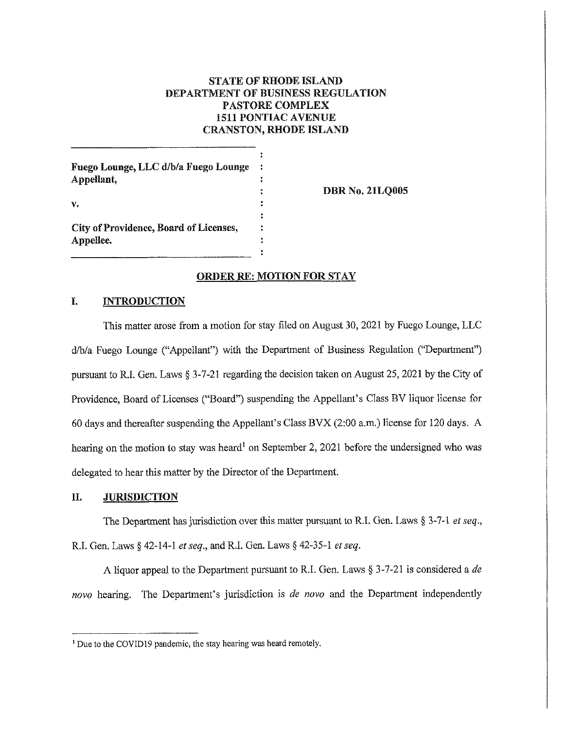**STATE OF RHODE ISLAND**
**DEPARTMENT OF BUSINESS REGULATION**
**PASTORE COMPLEX**
**1511 PONTIAC AVENUE**
**CRANSTON, RHODE ISLAND**

**Fuego Lounge, LLC d/b/a Fuego Lounge**
**Appellant,**

**v.**

**City of Providence, Board of Licenses,**
**Appellee.**

**DBR No. 21LQ005**

## ORDER RE: MOTION FOR STAY

## I. INTRODUCTION

This matter arose from a motion for stay filed on August 30, 2021 by Fuego Lounge, LLC d/b/a Fuego Lounge ("Appellant") with the Department of Business Regulation ("Department") pursuant to R.I. Gen. Laws § 3-7-21 regarding the decision taken on August 25, 2021 by the City of Providence, Board of Licenses ("Board") suspending the Appellant's Class BV liquor license for 60 days and thereafter suspending the Appellant's Class BVX (2:00 a.m.) license for 120 days. A hearing on the motion to stay was heard[1] on September 2, 2021 before the undersigned who was delegated to hear this matter by the Director of the Department.

## II. JURISDICTION

The Department has jurisdiction over this matter pursuant to R.I. Gen. Laws § 3-7-1 *et seq.*, R.I. Gen. Laws § 42-14-1 *et seq.*, and R.I. Gen. Laws § 42-35-1 *et seq.*

A liquor appeal to the Department pursuant to R.I. Gen. Laws § 3-7-21 is considered a *de novo* hearing. The Department's jurisdiction is *de novo* and the Department independently

---

[1] Due to the COVID19 pandemic, the stay hearing was heard remotely.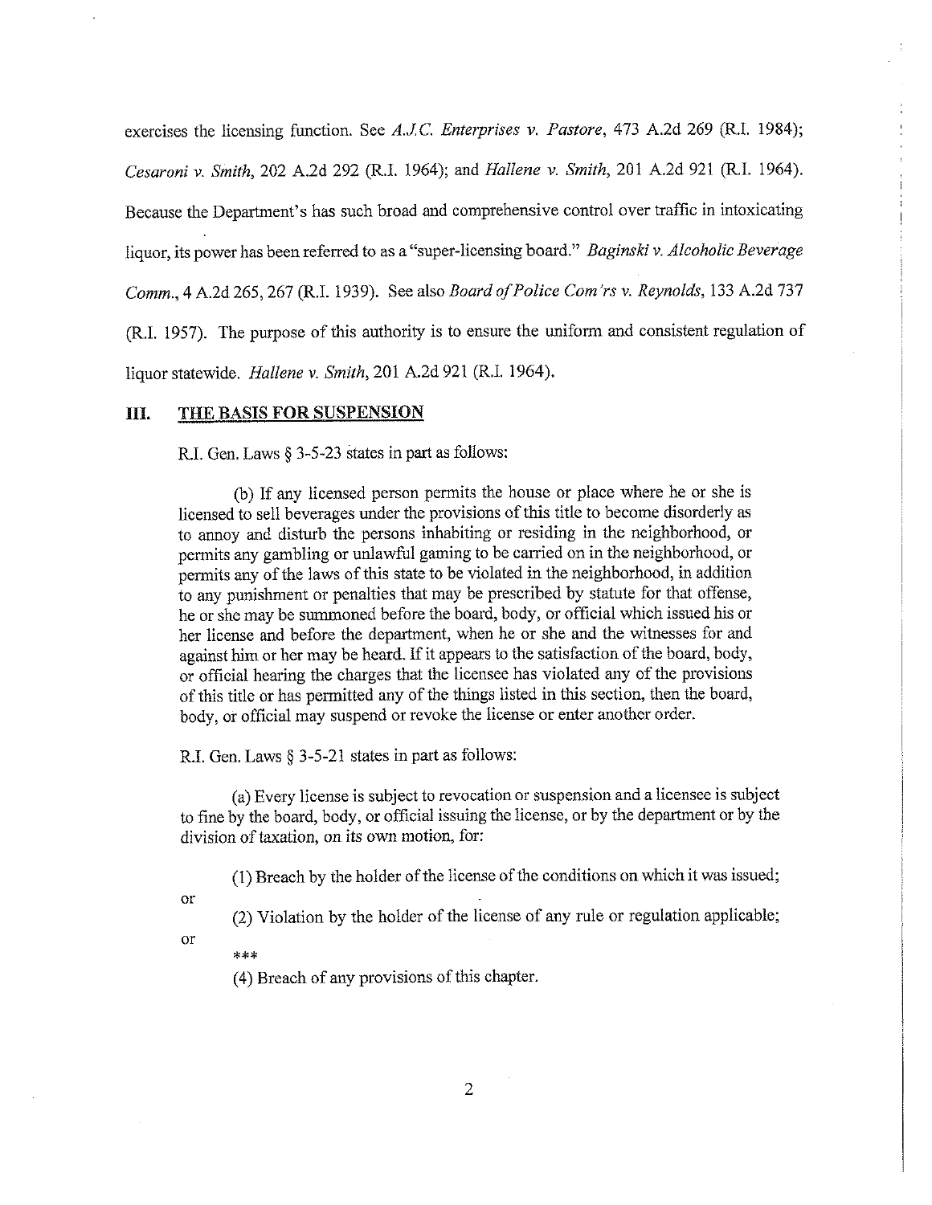exercises the licensing function. See *A.J.C. Enterprises v. Pastore*, 473 A.2d 269 (R.I. 1984); *Cesaroni v. Smith*, 202 A.2d 292 (R.I. 1964); and *Hallene v. Smith*, 201 A.2d 921 (R.I. 1964). Because the Department's has such broad and comprehensive control over traffic in intoxicating liquor, its power has been referred to as a "super-licensing board." *Baginski v. Alcoholic Beverage Comm.*, 4 A.2d 265, 267 (R.I. 1939). See also *Board of Police Com'rs v. Reynolds*, 133 A.2d 737 (R.I. 1957). The purpose of this authority is to ensure the uniform and consistent regulation of liquor statewide. *Hallene v. Smith*, 201 A.2d 921 (R.I. 1964).

## III. THE BASIS FOR SUSPENSION

R.I. Gen. Laws § 3-5-23 states in part as follows:

> (b) If any licensed person permits the house or place where he or she is licensed to sell beverages under the provisions of this title to become disorderly as to annoy and disturb the persons inhabiting or residing in the neighborhood, or permits any gambling or unlawful gaming to be carried on in the neighborhood, or permits any of the laws of this state to be violated in the neighborhood, in addition to any punishment or penalties that may be prescribed by statute for that offense, he or she may be summoned before the board, body, or official which issued his or her license and before the department, when he or she and the witnesses for and against him or her may be heard. If it appears to the satisfaction of the board, body, or official hearing the charges that the licensee has violated any of the provisions of this title or has permitted any of the things listed in this section, then the board, body, or official may suspend or revoke the license or enter another order.

R.I. Gen. Laws § 3-5-21 states in part as follows:

> (a) Every license is subject to revocation or suspension and a licensee is subject to fine by the board, body, or official issuing the license, or by the department or by the division of taxation, on its own motion, for:
>
> (1) Breach by the holder of the license of the conditions on which it was issued;
>
> or
>
> (2) Violation by the holder of the license of any rule or regulation applicable;
>
> or
>
> ***
>
> (4) Breach of any provisions of this chapter.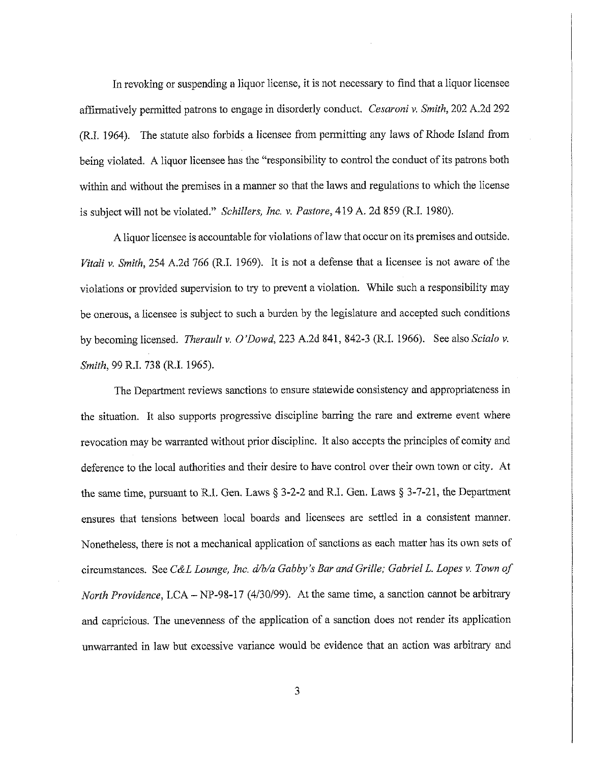In revoking or suspending a liquor license, it is not necessary to find that a liquor licensee affirmatively permitted patrons to engage in disorderly conduct. *Cesaroni v. Smith*, 202 A.2d 292 (R.I. 1964). The statute also forbids a licensee from permitting any laws of Rhode Island from being violated. A liquor licensee has the "responsibility to control the conduct of its patrons both within and without the premises in a manner so that the laws and regulations to which the license is subject will not be violated." *Schillers, Inc. v. Pastore*, 419 A. 2d 859 (R.I. 1980).

A liquor licensee is accountable for violations of law that occur on its premises and outside. *Vitali v. Smith*, 254 A.2d 766 (R.I. 1969). It is not a defense that a licensee is not aware of the violations or provided supervision to try to prevent a violation. While such a responsibility may be onerous, a licensee is subject to such a burden by the legislature and accepted such conditions by becoming licensed. *Therault v. O'Dowd*, 223 A.2d 841, 842-3 (R.I. 1966). See also *Scialo v. Smith*, 99 R.I. 738 (R.I. 1965).

The Department reviews sanctions to ensure statewide consistency and appropriateness in the situation. It also supports progressive discipline barring the rare and extreme event where revocation may be warranted without prior discipline. It also accepts the principles of comity and deference to the local authorities and their desire to have control over their own town or city. At the same time, pursuant to R.I. Gen. Laws § 3-2-2 and R.I. Gen. Laws § 3-7-21, the Department ensures that tensions between local boards and licensees are settled in a consistent manner. Nonetheless, there is not a mechanical application of sanctions as each matter has its own sets of circumstances. See *C&L Lounge, Inc. d/b/a Gabby's Bar and Grille; Gabriel L. Lopes v. Town of North Providence*, LCA – NP-98-17 (4/30/99). At the same time, a sanction cannot be arbitrary and capricious. The unevenness of the application of a sanction does not render its application unwarranted in law but excessive variance would be evidence that an action was arbitrary and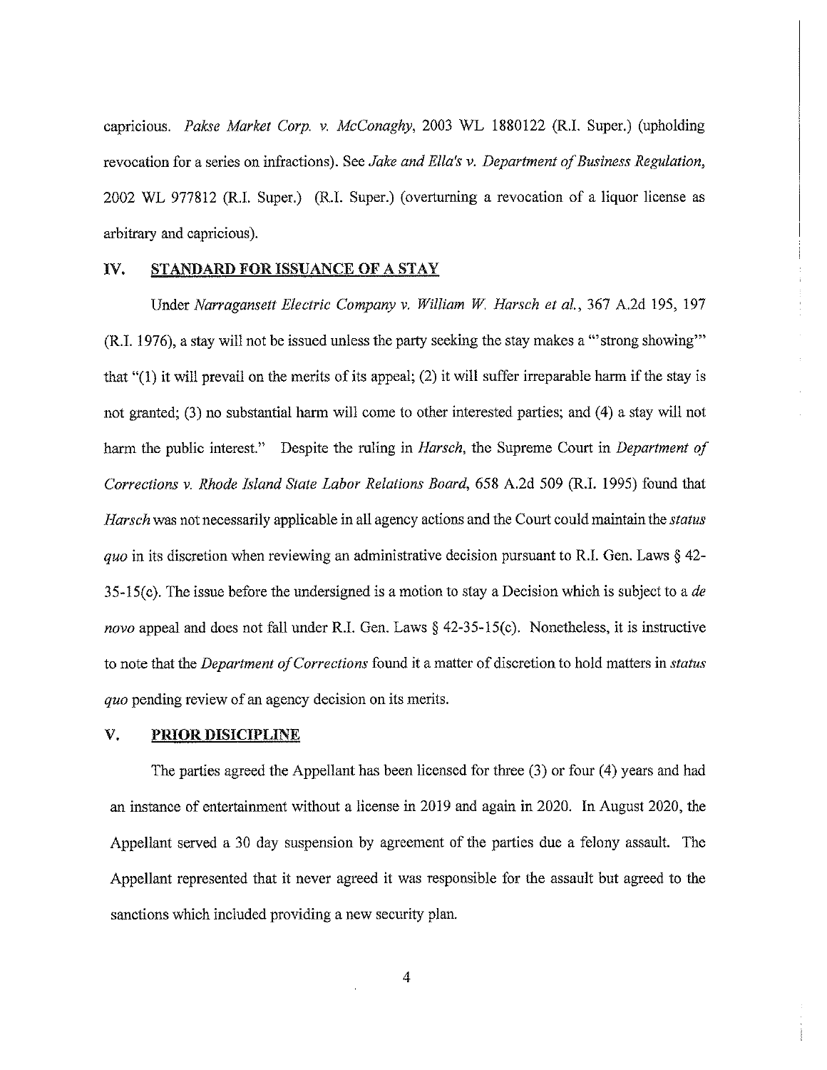capricious. *Pakse Market Corp. v. McConaghy*, 2003 WL 1880122 (R.I. Super.) (upholding revocation for a series on infractions). See *Jake and Ella's v. Department of Business Regulation*, 2002 WL 977812 (R.I. Super.) (R.I. Super.) (overturning a revocation of a liquor license as arbitrary and capricious).

## IV. STANDARD FOR ISSUANCE OF A STAY

Under *Narragansett Electric Company v. William W. Harsch et al.*, 367 A.2d 195, 197 (R.I. 1976), a stay will not be issued unless the party seeking the stay makes a "'strong showing'" that "(1) it will prevail on the merits of its appeal; (2) it will suffer irreparable harm if the stay is not granted; (3) no substantial harm will come to other interested parties; and (4) a stay will not harm the public interest." Despite the ruling in *Harsch*, the Supreme Court in *Department of Corrections v. Rhode Island State Labor Relations Board*, 658 A.2d 509 (R.I. 1995) found that *Harsch* was not necessarily applicable in all agency actions and the Court could maintain the *status quo* in its discretion when reviewing an administrative decision pursuant to R.I. Gen. Laws § 42-35-15(c). The issue before the undersigned is a motion to stay a Decision which is subject to a *de novo* appeal and does not fall under R.I. Gen. Laws § 42-35-15(c). Nonetheless, it is instructive to note that the *Department of Corrections* found it a matter of discretion to hold matters in *status quo* pending review of an agency decision on its merits.

## V. PRIOR DISICIPLINE

The parties agreed the Appellant has been licensed for three (3) or four (4) years and had an instance of entertainment without a license in 2019 and again in 2020. In August 2020, the Appellant served a 30 day suspension by agreement of the parties due a felony assault. The Appellant represented that it never agreed it was responsible for the assault but agreed to the sanctions which included providing a new security plan.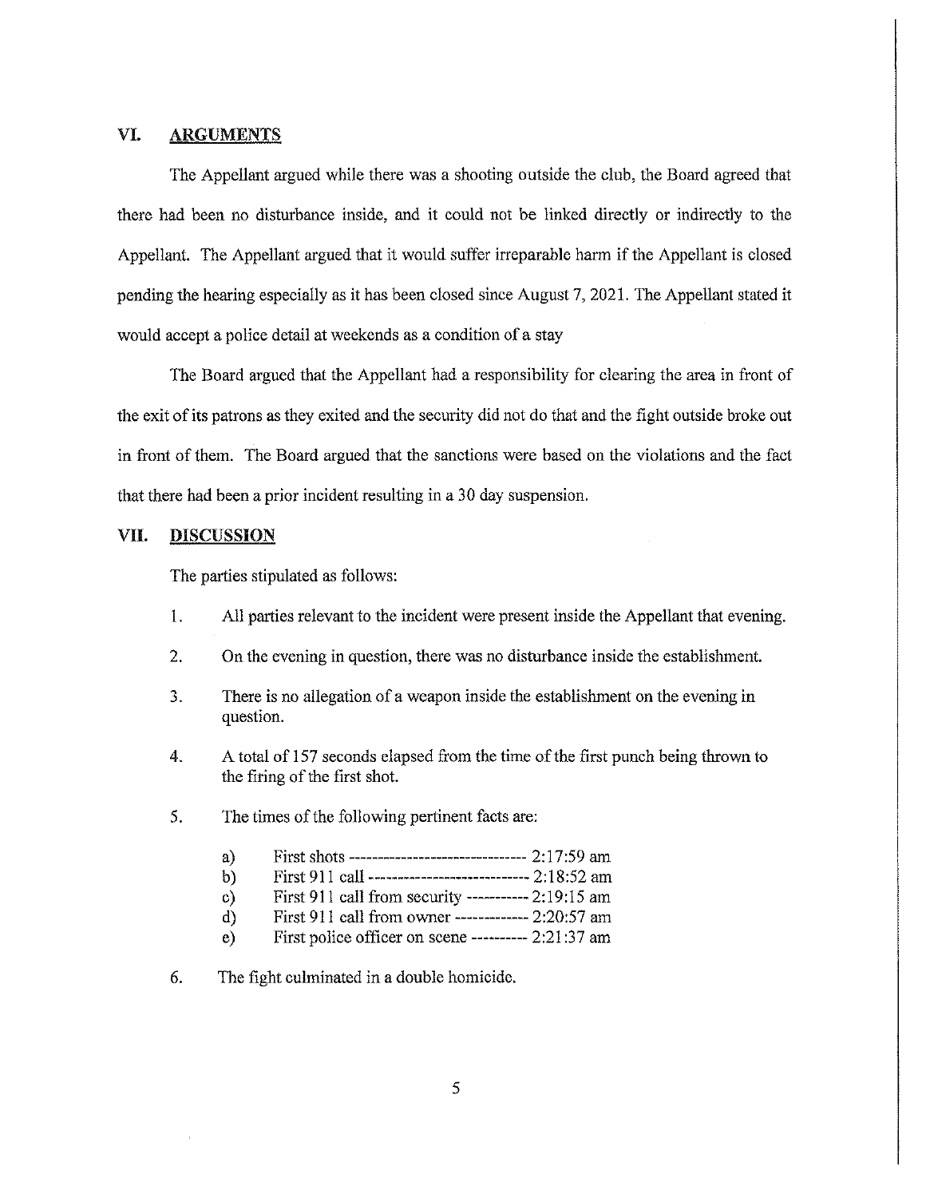## VI. ARGUMENTS

The Appellant argued while there was a shooting outside the club, the Board agreed that there had been no disturbance inside, and it could not be linked directly or indirectly to the Appellant. The Appellant argued that it would suffer irreparable harm if the Appellant is closed pending the hearing especially as it has been closed since August 7, 2021. The Appellant stated it would accept a police detail at weekends as a condition of a stay

The Board argued that the Appellant had a responsibility for clearing the area in front of the exit of its patrons as they exited and the security did not do that and the fight outside broke out in front of them. The Board argued that the sanctions were based on the violations and the fact that there had been a prior incident resulting in a 30 day suspension.

## VII. DISCUSSION

The parties stipulated as follows:

1. All parties relevant to the incident were present inside the Appellant that evening.

2. On the evening in question, there was no disturbance inside the establishment.

3. There is no allegation of a weapon inside the establishment on the evening in question.

4. A total of 157 seconds elapsed from the time of the first punch being thrown to the firing of the first shot.

5. The times of the following pertinent facts are:

   a) First shots ------------------------------- 2:17:59 am
   b) First 911 call ---------------------------- 2:18:52 am
   c) First 911 call from security ----------- 2:19:15 am
   d) First 911 call from owner ------------- 2:20:57 am
   e) First police officer on scene ---------- 2:21:37 am

6. The fight culminated in a double homicide.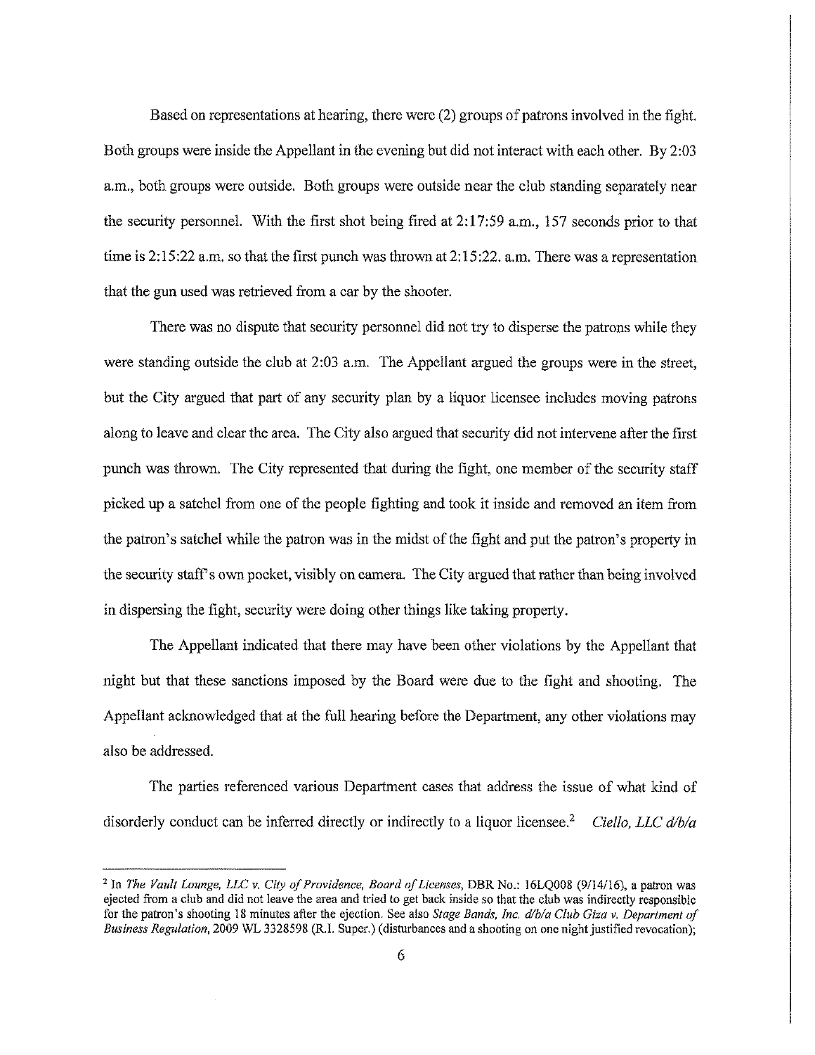Based on representations at hearing, there were (2) groups of patrons involved in the fight. Both groups were inside the Appellant in the evening but did not interact with each other. By 2:03 a.m., both groups were outside. Both groups were outside near the club standing separately near the security personnel. With the first shot being fired at 2:17:59 a.m., 157 seconds prior to that time is 2:15:22 a.m. so that the first punch was thrown at 2:15:22. a.m. There was a representation that the gun used was retrieved from a car by the shooter.

There was no dispute that security personnel did not try to disperse the patrons while they were standing outside the club at 2:03 a.m. The Appellant argued the groups were in the street, but the City argued that part of any security plan by a liquor licensee includes moving patrons along to leave and clear the area. The City also argued that security did not intervene after the first punch was thrown. The City represented that during the fight, one member of the security staff picked up a satchel from one of the people fighting and took it inside and removed an item from the patron's satchel while the patron was in the midst of the fight and put the patron's property in the security staff's own pocket, visibly on camera. The City argued that rather than being involved in dispersing the fight, security were doing other things like taking property.

The Appellant indicated that there may have been other violations by the Appellant that night but that these sanctions imposed by the Board were due to the fight and shooting. The Appellant acknowledged that at the full hearing before the Department, any other violations may also be addressed.

The parties referenced various Department cases that address the issue of what kind of disorderly conduct can be inferred directly or indirectly to a liquor licensee.[2] *Ciello, LLC d/b/a*

---

[2] In *The Vault Lounge, LLC v. City of Providence, Board of Licenses*, DBR No.: 16LQ008 (9/14/16), a patron was ejected from a club and did not leave the area and tried to get back inside so that the club was indirectly responsible for the patron's shooting 18 minutes after the ejection. See also *Stage Bands, Inc. d/b/a Club Giza v. Department of Business Regulation*, 2009 WL 3328598 (R.I. Super.) (disturbances and a shooting on one night justified revocation);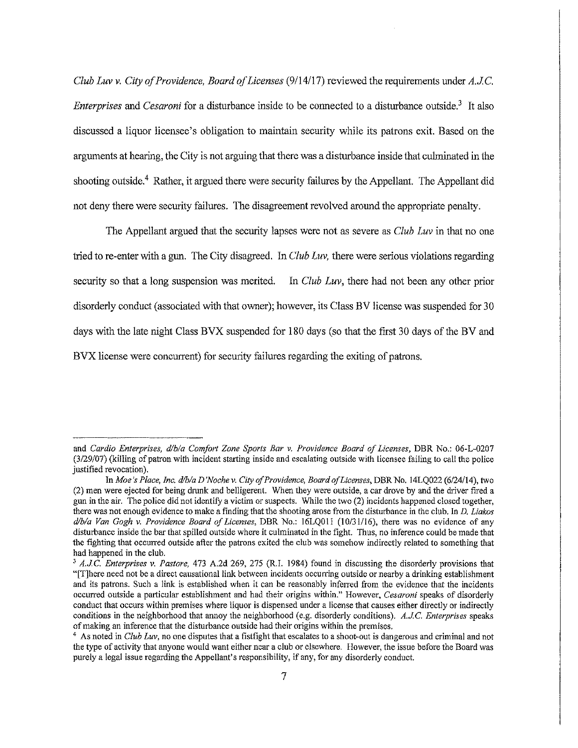*Club Luv v. City of Providence, Board of Licenses* (9/14/17) reviewed the requirements under *A.J.C. Enterprises* and *Cesaroni* for a disturbance inside to be connected to a disturbance outside.[3] It also discussed a liquor licensee's obligation to maintain security while its patrons exit. Based on the arguments at hearing, the City is not arguing that there was a disturbance inside that culminated in the shooting outside.[4] Rather, it argued there were security failures by the Appellant. The Appellant did not deny there were security failures. The disagreement revolved around the appropriate penalty.

The Appellant argued that the security lapses were not as severe as *Club Luv* in that no one tried to re-enter with a gun. The City disagreed. In *Club Luv*, there were serious violations regarding security so that a long suspension was merited. In *Club Luv*, there had not been any other prior disorderly conduct (associated with that owner); however, its Class BV license was suspended for 30 days with the late night Class BVX suspended for 180 days (so that the first 30 days of the BV and BVX license were concurrent) for security failures regarding the exiting of patrons.

---

and *Cardio Enterprises, d/b/a Comfort Zone Sports Bar v. Providence Board of Licenses*, DBR No.: 06-L-0207 (3/29/07) (killing of patron with incident starting inside and escalating outside with licensee failing to call the police justified revocation).

In *Moe's Place, Inc. d/b/a D'Noche v. City of Providence, Board of Licenses*, DBR No. 14LQ022 (6/24/14), two (2) men were ejected for being drunk and belligerent. When they were outside, a car drove by and the driver fired a gun in the air. The police did not identify a victim or suspects. While the two (2) incidents happened closed together, there was not enough evidence to make a finding that the shooting arose from the disturbance in the club. In *D. Liakos d/b/a Van Gogh v. Providence Board of Licenses*, DBR No.: 16LQ011 (10/31/16), there was no evidence of any disturbance inside the bar that spilled outside where it culminated in the fight. Thus, no inference could be made that the fighting that occurred outside after the patrons exited the club was somehow indirectly related to something that had happened in the club.

[3] *A.J.C. Enterprises v. Pastore*, 473 A.2d 269, 275 (R.I. 1984) found in discussing the disorderly provisions that "[T]here need not be a direct causational link between incidents occurring outside or nearby a drinking establishment and its patrons. Such a link is established when it can be reasonably inferred from the evidence that the incidents occurred outside a particular establishment and had their origins within." However, *Cesaroni* speaks of disorderly conduct that occurs within premises where liquor is dispensed under a license that causes either directly or indirectly conditions in the neighborhood that annoy the neighborhood (e.g. disorderly conditions). *A.J.C. Enterprises* speaks of making an inference that the disturbance outside had their origins within the premises.

[4] As noted in *Club Luv*, no one disputes that a fistfight that escalates to a shoot-out is dangerous and criminal and not the type of activity that anyone would want either near a club or elsewhere. However, the issue before the Board was purely a legal issue regarding the Appellant's responsibility, if any, for any disorderly conduct.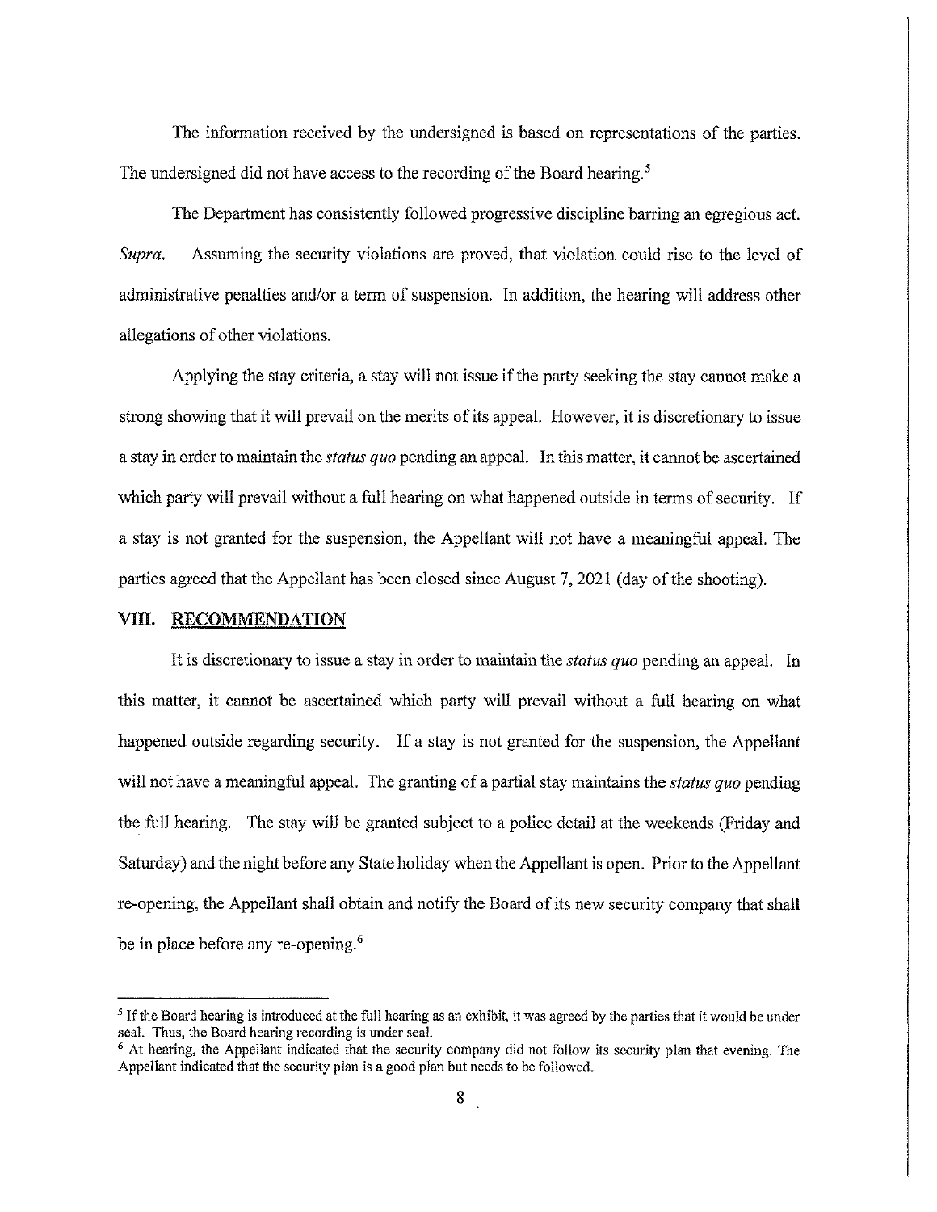The information received by the undersigned is based on representations of the parties. The undersigned did not have access to the recording of the Board hearing.[5]

The Department has consistently followed progressive discipline barring an egregious act. *Supra*. Assuming the security violations are proved, that violation could rise to the level of administrative penalties and/or a term of suspension. In addition, the hearing will address other allegations of other violations.

Applying the stay criteria, a stay will not issue if the party seeking the stay cannot make a strong showing that it will prevail on the merits of its appeal. However, it is discretionary to issue a stay in order to maintain the *status quo* pending an appeal. In this matter, it cannot be ascertained which party will prevail without a full hearing on what happened outside in terms of security. If a stay is not granted for the suspension, the Appellant will not have a meaningful appeal. The parties agreed that the Appellant has been closed since August 7, 2021 (day of the shooting).

## VIII. RECOMMENDATION

It is discretionary to issue a stay in order to maintain the *status quo* pending an appeal. In this matter, it cannot be ascertained which party will prevail without a full hearing on what happened outside regarding security. If a stay is not granted for the suspension, the Appellant will not have a meaningful appeal. The granting of a partial stay maintains the *status quo* pending the full hearing. The stay will be granted subject to a police detail at the weekends (Friday and Saturday) and the night before any State holiday when the Appellant is open. Prior to the Appellant re-opening, the Appellant shall obtain and notify the Board of its new security company that shall be in place before any re-opening.[6]

---

[5] If the Board hearing is introduced at the full hearing as an exhibit, it was agreed by the parties that it would be under seal. Thus, the Board hearing recording is under seal.

[6] At hearing, the Appellant indicated that the security company did not follow its security plan that evening. The Appellant indicated that the security plan is a good plan but needs to be followed.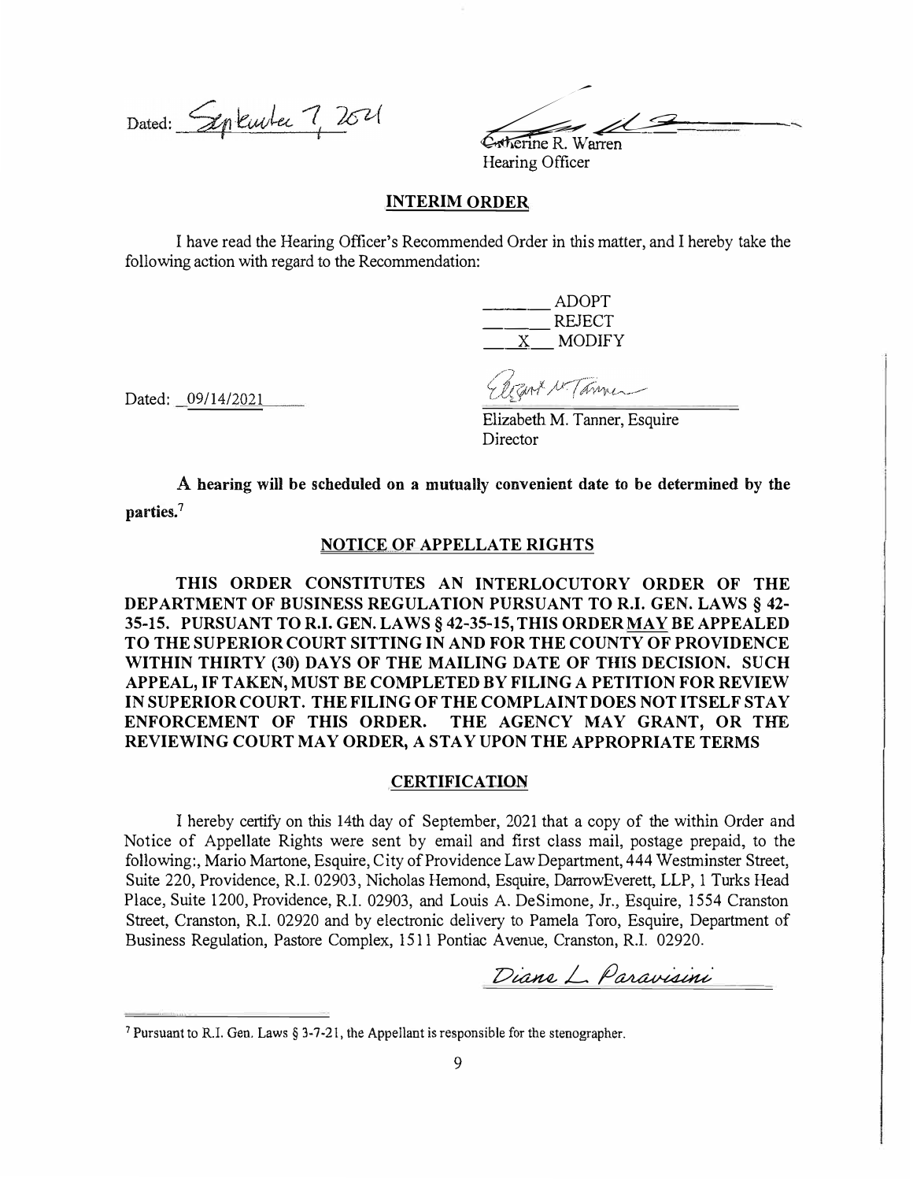Dated: September 7, 2021

Catherine R. Warren
Hearing Officer

## INTERIM ORDER

I have read the Hearing Officer's Recommended Order in this matter, and I hereby take the following action with regard to the Recommendation:

_______ ADOPT
_______ REJECT
___X___ MODIFY

Dated: 09/14/2021

Elizabeth M. Tanner, Esquire
Director

**A hearing will be scheduled on a mutually convenient date to be determined by the parties.**[7]

## NOTICE OF APPELLATE RIGHTS

**THIS ORDER CONSTITUTES AN INTERLOCUTORY ORDER OF THE DEPARTMENT OF BUSINESS REGULATION PURSUANT TO R.I. GEN. LAWS § 42-35-15. PURSUANT TO R.I. GEN. LAWS § 42-35-15, THIS ORDER MAY BE APPEALED TO THE SUPERIOR COURT SITTING IN AND FOR THE COUNTY OF PROVIDENCE WITHIN THIRTY (30) DAYS OF THE MAILING DATE OF THIS DECISION. SUCH APPEAL, IF TAKEN, MUST BE COMPLETED BY FILING A PETITION FOR REVIEW IN SUPERIOR COURT. THE FILING OF THE COMPLAINT DOES NOT ITSELF STAY ENFORCEMENT OF THIS ORDER. THE AGENCY MAY GRANT, OR THE REVIEWING COURT MAY ORDER, A STAY UPON THE APPROPRIATE TERMS**

## CERTIFICATION

I hereby certify on this 14th day of September, 2021 that a copy of the within Order and Notice of Appellate Rights were sent by email and first class mail, postage prepaid, to the following:, Mario Martone, Esquire, City of Providence Law Department, 444 Westminster Street, Suite 220, Providence, R.I. 02903, Nicholas Hemond, Esquire, DarrowEverett, LLP, 1 Turks Head Place, Suite 1200, Providence, R.I. 02903, and Louis A. DeSimone, Jr., Esquire, 1554 Cranston Street, Cranston, R.I. 02920 and by electronic delivery to Pamela Toro, Esquire, Department of Business Regulation, Pastore Complex, 1511 Pontiac Avenue, Cranston, R.I. 02920.

Diane L. Paravisini

---

[7] Pursuant to R.I. Gen. Laws § 3-7-21, the Appellant is responsible for the stenographer.